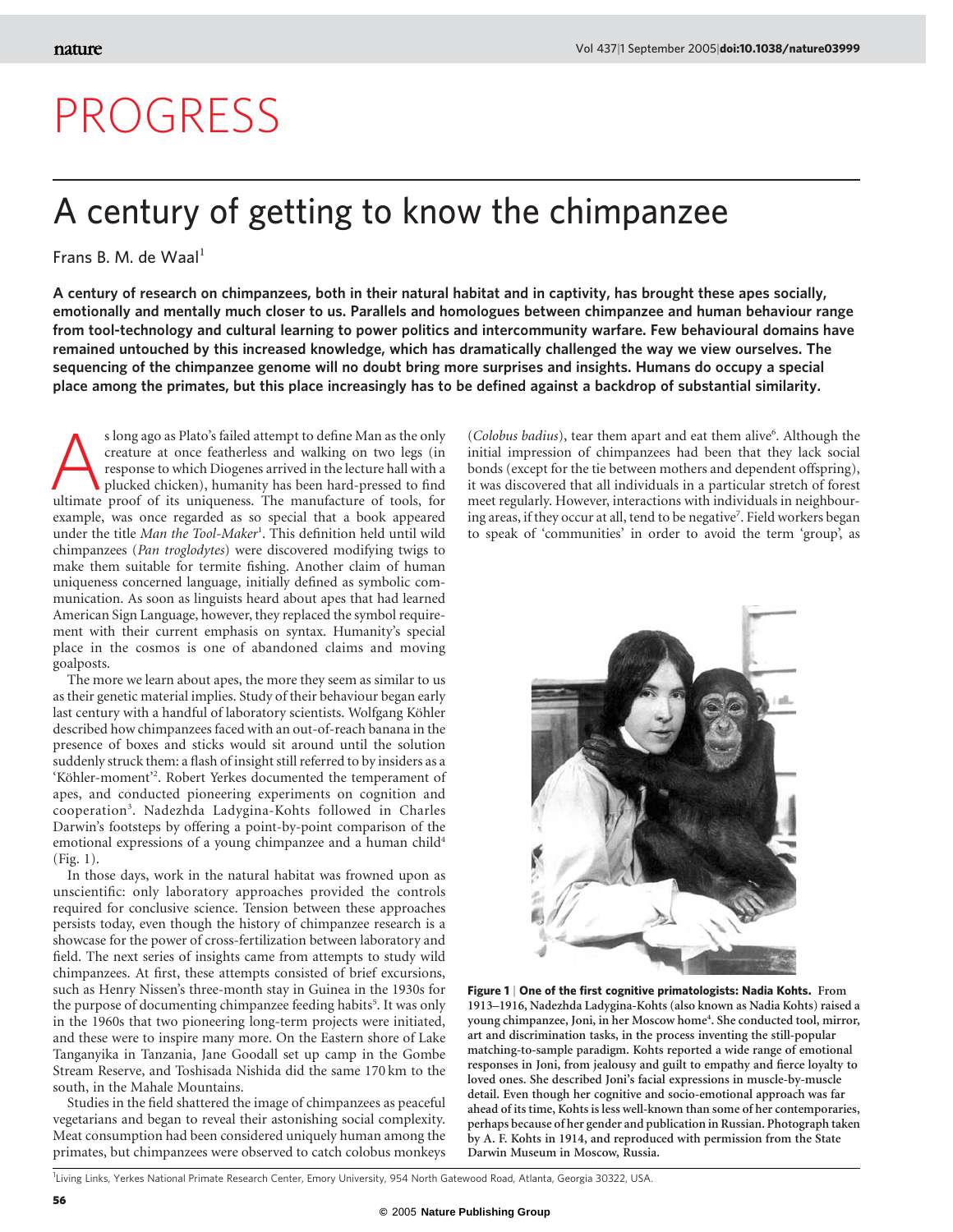# PROGRESS

# A century of getting to know the chimpanzee

Frans B. M. de Waal[1]

**A century of research on chimpanzees, both in their natural habitat and in captivity, has brought these apes socially, emotionally and mentally much closer to us. Parallels and homologues between chimpanzee and human behaviour range from tool-technology and cultural learning to power politics and intercommunity warfare. Few behavioural domains have remained untouched by this increased knowledge, which has dramatically challenged the way we view ourselves. The sequencing of the chimpanzee genome will no doubt bring more surprises and insights. Humans do occupy a special place among the primates, but this place increasingly has to be defined against a backdrop of substantial similarity.**

As long ago as Plato's failed attempt to define Man as the only creature at once featherless and walking on two legs (in response to which Diogenes arrived in the lecture hall with a plucked chicken), humanity has been hard-pressed to find ultimate proof of its uniqueness. The manufacture of tools, for example, was once regarded as so special that a book appeared under the title *Man the Tool-Maker*[1]. This definition held until wild chimpanzees (*Pan troglodytes*) were discovered modifying twigs to make them suitable for termite fishing. Another claim of human uniqueness concerned language, initially defined as symbolic communication. As soon as linguists heard about apes that had learned American Sign Language, however, they replaced the symbol requirement with their current emphasis on syntax. Humanity's special place in the cosmos is one of abandoned claims and moving goalposts.

The more we learn about apes, the more they seem as similar to us as their genetic material implies. Study of their behaviour began early last century with a handful of laboratory scientists. Wolfgang Köhler described how chimpanzees faced with an out-of-reach banana in the presence of boxes and sticks would sit around until the solution suddenly struck them: a flash of insight still referred to by insiders as a 'Köhler-moment'[2]. Robert Yerkes documented the temperament of apes, and conducted pioneering experiments on cognition and cooperation[3]. Nadezhda Ladygina-Kohts followed in Charles Darwin's footsteps by offering a point-by-point comparison of the emotional expressions of a young chimpanzee and a human child[4] (Fig. 1).

In those days, work in the natural habitat was frowned upon as unscientific: only laboratory approaches provided the controls required for conclusive science. Tension between these approaches persists today, even though the history of chimpanzee research is a showcase for the power of cross-fertilization between laboratory and field. The next series of insights came from attempts to study wild chimpanzees. At first, these attempts consisted of brief excursions, such as Henry Nissen's three-month stay in Guinea in the 1930s for the purpose of documenting chimpanzee feeding habits[5]. It was only in the 1960s that two pioneering long-term projects were initiated, and these were to inspire many more. On the Eastern shore of Lake Tanganyika in Tanzania, Jane Goodall set up camp in the Gombe Stream Reserve, and Toshisada Nishida did the same 170 km to the south, in the Mahale Mountains.

Studies in the field shattered the image of chimpanzees as peaceful vegetarians and began to reveal their astonishing social complexity. Meat consumption had been considered uniquely human among the primates, but chimpanzees were observed to catch colobus monkeys (*Colobus badius*), tear them apart and eat them alive[6]. Although the initial impression of chimpanzees had been that they lack social bonds (except for the tie between mothers and dependent offspring), it was discovered that all individuals in a particular stretch of forest meet regularly. However, interactions with individuals in neighbouring areas, if they occur at all, tend to be negative[7]. Field workers began to speak of 'communities' in order to avoid the term 'group', as

**Figure 1 | One of the first cognitive primatologists: Nadia Kohts. From 1913–1916, Nadezhda Ladygina-Kohts (also known as Nadia Kohts) raised a young chimpanzee, Joni, in her Moscow home[4]. She conducted tool, mirror, art and discrimination tasks, in the process inventing the still-popular matching-to-sample paradigm. Kohts reported a wide range of emotional responses in Joni, from jealousy and guilt to empathy and fierce loyalty to loved ones. She described Joni's facial expressions in muscle-by-muscle detail. Even though her cognitive and socio-emotional approach was far ahead of its time, Kohts is less well-known than some of her contemporaries, perhaps because of her gender and publication in Russian. Photograph taken by A. F. Kohts in 1914, and reproduced with permission from the State Darwin Museum in Moscow, Russia.**

[1]Living Links, Yerkes National Primate Research Center, Emory University, 954 North Gatewood Road, Atlanta, Georgia 30322, USA.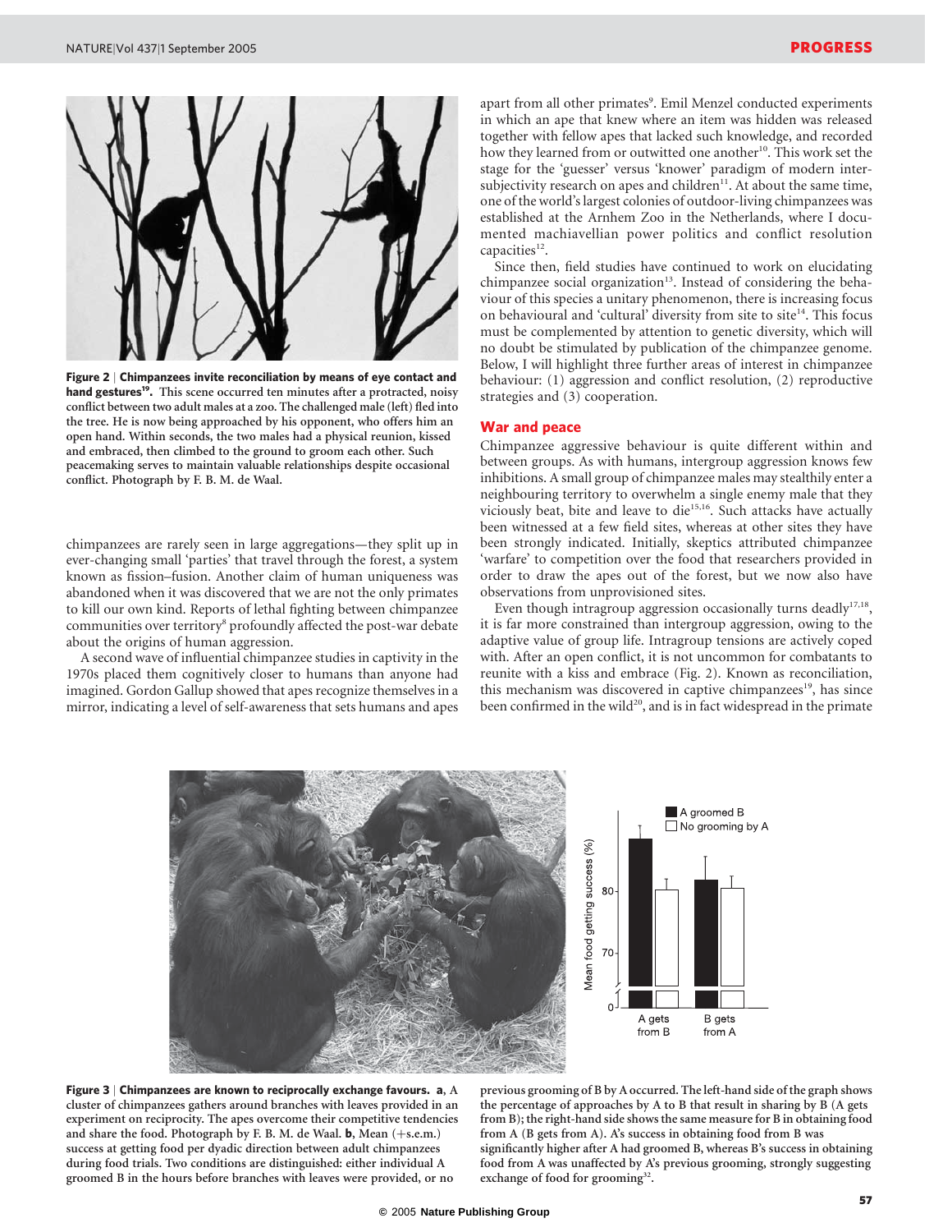**Figure 2 | Chimpanzees invite reconciliation by means of eye contact and hand gestures[19].** This scene occurred ten minutes after a protracted, noisy conflict between two adult males at a zoo. The challenged male (left) fled into the tree. He is now being approached by his opponent, who offers him an open hand. Within seconds, the two males had a physical reunion, kissed and embraced, then climbed to the ground to groom each other. Such peacemaking serves to maintain valuable relationships despite occasional conflict. Photograph by F. B. M. de Waal.

chimpanzees are rarely seen in large aggregations—they split up in ever-changing small 'parties' that travel through the forest, a system known as fission–fusion. Another claim of human uniqueness was abandoned when it was discovered that we are not the only primates to kill our own kind. Reports of lethal fighting between chimpanzee communities over territory[8] profoundly affected the post-war debate about the origins of human aggression.

A second wave of influential chimpanzee studies in captivity in the 1970s placed them cognitively closer to humans than anyone had imagined. Gordon Gallup showed that apes recognize themselves in a mirror, indicating a level of self-awareness that sets humans and apes apart from all other primates[9]. Emil Menzel conducted experiments in which an ape that knew where an item was hidden was released together with fellow apes that lacked such knowledge, and recorded how they learned from or outwitted one another[10]. This work set the stage for the 'guesser' versus 'knower' paradigm of modern intersubjectivity research on apes and children[11]. At about the same time, one of the world's largest colonies of outdoor-living chimpanzees was established at the Arnhem Zoo in the Netherlands, where I documented machiavellian power politics and conflict resolution capacities[12].

Since then, field studies have continued to work on elucidating chimpanzee social organization[13]. Instead of considering the behaviour of this species a unitary phenomenon, there is increasing focus on behavioural and 'cultural' diversity from site to site[14]. This focus must be complemented by attention to genetic diversity, which will no doubt be stimulated by publication of the chimpanzee genome. Below, I will highlight three further areas of interest in chimpanzee behaviour: (1) aggression and conflict resolution, (2) reproductive strategies and (3) cooperation.

## War and peace

Chimpanzee aggressive behaviour is quite different within and between groups. As with humans, intergroup aggression knows few inhibitions. A small group of chimpanzee males may stealthily enter a neighbouring territory to overwhelm a single enemy male that they viciously beat, bite and leave to die[15,16]. Such attacks have actually been witnessed at a few field sites, whereas at other sites they have been strongly indicated. Initially, skeptics attributed chimpanzee 'warfare' to competition over the food that researchers provided in order to draw the apes out of the forest, but we now also have observations from unprovisioned sites.

Even though intragroup aggression occasionally turns deadly[17,18], it is far more constrained than intergroup aggression, owing to the adaptive value of group life. Intragroup tensions are actively coped with. After an open conflict, it is not uncommon for combatants to reunite with a kiss and embrace (Fig. 2). Known as reconciliation, this mechanism was discovered in captive chimpanzees[19], has since been confirmed in the wild[20], and is in fact widespread in the primate

**Figure 3 | Chimpanzees are known to reciprocally exchange favours. a**, A cluster of chimpanzees gathers around branches with leaves provided in an experiment on reciprocity. The apes overcome their competitive tendencies and share the food. Photograph by F. B. M. de Waal. **b**, Mean (+s.e.m.) success at getting food per dyadic direction between adult chimpanzees during food trials. Two conditions are distinguished: either individual A groomed B in the hours before branches with leaves were provided, or no previous grooming of B by A occurred. The left-hand side of the graph shows the percentage of approaches by A to B that result in sharing by B (A gets from B); the right-hand side shows the same measure for B in obtaining food from A (B gets from A). A's success in obtaining food from B was significantly higher after A had groomed B, whereas B's success in obtaining food from A was unaffected by A's previous grooming, strongly suggesting exchange of food for grooming[32].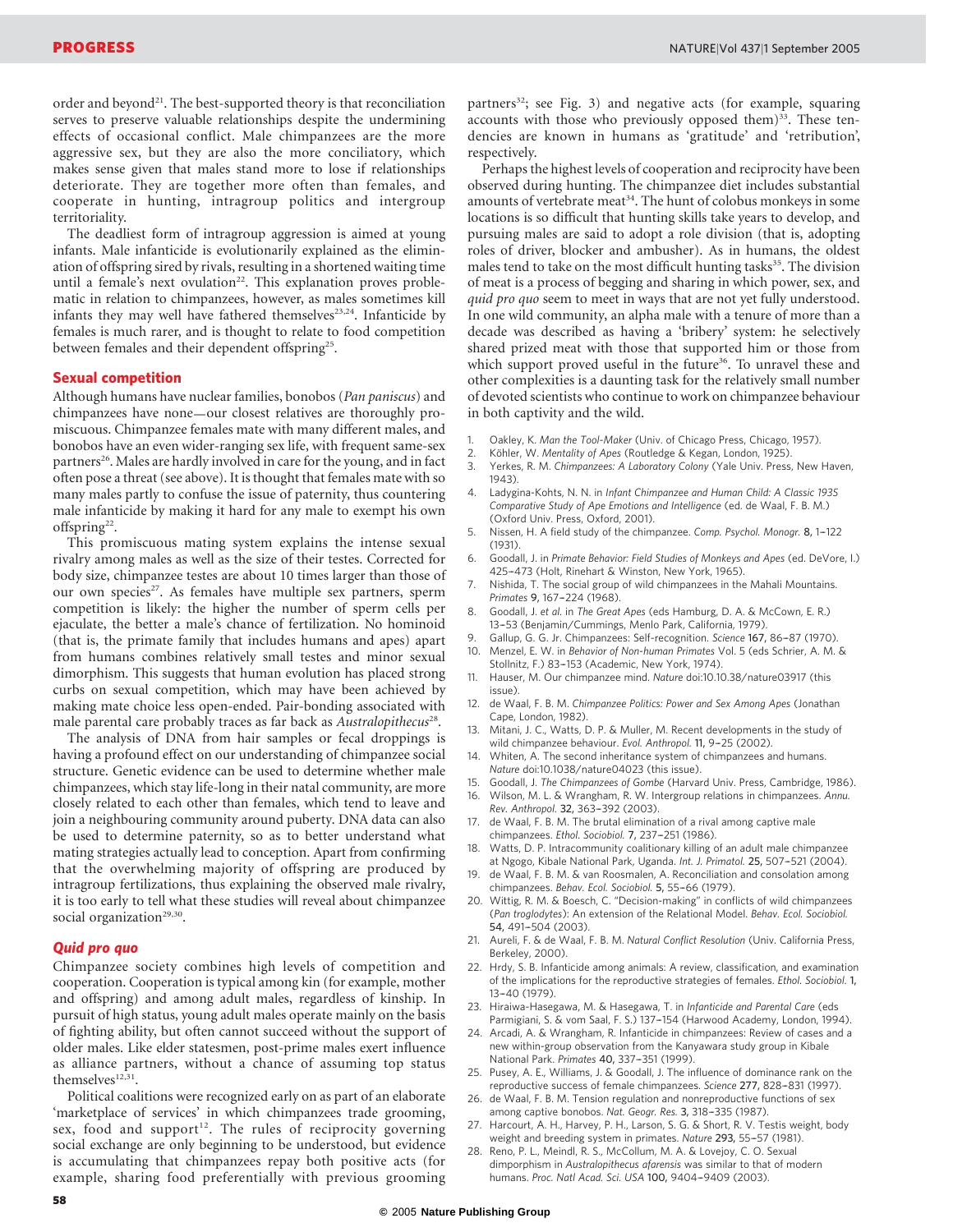order and beyond[21]. The best-supported theory is that reconciliation serves to preserve valuable relationships despite the undermining effects of occasional conflict. Male chimpanzees are the more aggressive sex, but they are also the more conciliatory, which makes sense given that males stand more to lose if relationships deteriorate. They are together more often than females, and cooperate in hunting, intragroup politics and intergroup territoriality.

The deadliest form of intragroup aggression is aimed at young infants. Male infanticide is evolutionarily explained as the elimination of offspring sired by rivals, resulting in a shortened waiting time until a female's next ovulation[22]. This explanation proves problematic in relation to chimpanzees, however, as males sometimes kill infants they may well have fathered themselves[23,24]. Infanticide by females is much rarer, and is thought to relate to food competition between females and their dependent offspring[25].

## Sexual competition

Although humans have nuclear families, bonobos (*Pan paniscus*) and chimpanzees have none—our closest relatives are thoroughly promiscuous. Chimpanzee females mate with many different males, and bonobos have an even wider-ranging sex life, with frequent same-sex partners[26]. Males are hardly involved in care for the young, and in fact often pose a threat (see above). It is thought that females mate with so many males partly to confuse the issue of paternity, thus countering male infanticide by making it hard for any male to exempt his own offspring[22].

This promiscuous mating system explains the intense sexual rivalry among males as well as the size of their testes. Corrected for body size, chimpanzee testes are about 10 times larger than those of our own species[27]. As females have multiple sex partners, sperm competition is likely: the higher the number of sperm cells per ejaculate, the better a male's chance of fertilization. No hominoid (that is, the primate family that includes humans and apes) apart from humans combines relatively small testes and minor sexual dimorphism. This suggests that human evolution has placed strong curbs on sexual competition, which may have been achieved by making mate choice less open-ended. Pair-bonding associated with male parental care probably traces as far back as *Australopithecus*[28].

The analysis of DNA from hair samples or fecal droppings is having a profound effect on our understanding of chimpanzee social structure. Genetic evidence can be used to determine whether male chimpanzees, which stay life-long in their natal community, are more closely related to each other than females, which tend to leave and join a neighbouring community around puberty. DNA data can also be used to determine paternity, so as to better understand what mating strategies actually lead to conception. Apart from confirming that the overwhelming majority of offspring are produced by intragroup fertilizations, thus explaining the observed male rivalry, it is too early to tell what these studies will reveal about chimpanzee social organization[29,30].

## *Quid pro quo*

Chimpanzee society combines high levels of competition and cooperation. Cooperation is typical among kin (for example, mother and offspring) and among adult males, regardless of kinship. In pursuit of high status, young adult males operate mainly on the basis of fighting ability, but often cannot succeed without the support of older males. Like elder statesmen, post-prime males exert influence as alliance partners, without a chance of assuming top status themselves[12,31].

Political coalitions were recognized early on as part of an elaborate 'marketplace of services' in which chimpanzees trade grooming, sex, food and support[12]. The rules of reciprocity governing social exchange are only beginning to be understood, but evidence is accumulating that chimpanzees repay both positive acts (for example, sharing food preferentially with previous grooming partners[32]; see Fig. 3) and negative acts (for example, squaring accounts with those who previously opposed them)[33]. These tendencies are known in humans as 'gratitude' and 'retribution', respectively.

Perhaps the highest levels of cooperation and reciprocity have been observed during hunting. The chimpanzee diet includes substantial amounts of vertebrate meat[34]. The hunt of colobus monkeys in some locations is so difficult that hunting skills take years to develop, and pursuing males are said to adopt a role division (that is, adopting roles of driver, blocker and ambusher). As in humans, the oldest males tend to take on the most difficult hunting tasks[35]. The division of meat is a process of begging and sharing in which power, sex, and *quid pro quo* seem to meet in ways that are not yet fully understood. In one wild community, an alpha male with a tenure of more than a decade was described as having a 'bribery' system: he selectively shared prized meat with those that supported him or those from which support proved useful in the future[36]. To unravel these and other complexities is a daunting task for the relatively small number of devoted scientists who continue to work on chimpanzee behaviour in both captivity and the wild.

1. Oakley, K. *Man the Tool-Maker* (Univ. of Chicago Press, Chicago, 1957).
2. Köhler, W. *Mentality of Apes* (Routledge & Kegan, London, 1925).
3. Yerkes, R. M. *Chimpanzees: A Laboratory Colony* (Yale Univ. Press, New Haven, 1943).
4. Ladygina-Kohts, N. N. in *Infant Chimpanzee and Human Child: A Classic 1935 Comparative Study of Ape Emotions and Intelligence* (ed. de Waal, F. B. M.) (Oxford Univ. Press, Oxford, 2001).
5. Nissen, H. A field study of the chimpanzee. *Comp. Psychol. Monogr.* **8**, 1–122 (1931).
6. Goodall, J. in *Primate Behavior: Field Studies of Monkeys and Apes* (ed. DeVore, I.) 425–473 (Holt, Rinehart & Winston, New York, 1965).
7. Nishida, T. The social group of wild chimpanzees in the Mahali Mountains. *Primates* **9**, 167–224 (1968).
8. Goodall, J. *et al.* in *The Great Apes* (eds Hamburg, D. A. & McCown, E. R.) 13–53 (Benjamin/Cummings, Menlo Park, California, 1979).
9. Gallup, G. G. Jr. Chimpanzees: Self-recognition. *Science* **167**, 86–87 (1970).
10. Menzel, E. W. in *Behavior of Non-human Primates* Vol. 5 (eds Schrier, A. M. & Stollnitz, F.) 83–153 (Academic, New York, 1974).
11. Hauser, M. Our chimpanzee mind. *Nature* doi:10.10.38/nature03917 (this issue).
12. de Waal, F. B. M. *Chimpanzee Politics: Power and Sex Among Apes* (Jonathan Cape, London, 1982).
13. Mitani, J. C., Watts, D. P. & Muller, M. Recent developments in the study of wild chimpanzee behaviour. *Evol. Anthropol.* **11**, 9–25 (2002).
14. Whiten, A. The second inheritance system of chimpanzees and humans. *Nature* doi:10.1038/nature04023 (this issue).
15. Goodall, J. *The Chimpanzees of Gombe* (Harvard Univ. Press, Cambridge, 1986).
16. Wilson, M. L. & Wrangham, R. W. Intergroup relations in chimpanzees. *Annu. Rev. Anthropol.* **32**, 363–392 (2003).
17. de Waal, F. B. M. The brutal elimination of a rival among captive male chimpanzees. *Ethol. Sociobiol.* **7**, 237–251 (1986).
18. Watts, D. P. Intracommunity coalitionary killing of an adult male chimpanzee at Ngogo, Kibale National Park, Uganda. *Int. J. Primatol.* **25**, 507–521 (2004).
19. de Waal, F. B. M. & van Roosmalen, A. Reconciliation and consolation among chimpanzees. *Behav. Ecol. Sociobiol.* **5**, 55–66 (1979).
20. Wittig, R. M. & Boesch, C. "Decision-making" in conflicts of wild chimpanzees (*Pan troglodytes*): An extension of the Relational Model. *Behav. Ecol. Sociobiol.* **54**, 491–504 (2003).
21. Aureli, F. & de Waal, F. B. M. *Natural Conflict Resolution* (Univ. California Press, Berkeley, 2000).
22. Hrdy, S. B. Infanticide among animals: A review, classification, and examination of the implications for the reproductive strategies of females. *Ethol. Sociobiol.* **1**, 13–40 (1979).
23. Hiraiwa-Hasegawa, M. & Hasegawa, T. in *Infanticide and Parental Care* (eds Parmigiani, S. & vom Saal, F. S.) 137–154 (Harwood Academy, London, 1994).
24. Arcadi, A. & Wrangham, R. Infanticide in chimpanzees: Review of cases and a new within-group observation from the Kanyawara study group in Kibale National Park. *Primates* **40**, 337–351 (1999).
25. Pusey, A. E., Williams, J. & Goodall, J. The influence of dominance rank on the reproductive success of female chimpanzees. *Science* **277**, 828–831 (1997).
26. de Waal, F. B. M. Tension regulation and nonreproductive functions of sex among captive bonobos. *Nat. Geogr. Res.* **3**, 318–335 (1987).
27. Harcourt, A. H., Harvey, P. H., Larson, S. G. & Short, R. V. Testis weight, body weight and breeding system in primates. *Nature* **293**, 55–57 (1981).
28. Reno, P. L., Meindl, R. S., McCollum, M. A. & Lovejoy, C. O. Sexual dimorphism in *Australopithecus afarensis* was similar to that of modern humans. *Proc. Natl Acad. Sci. USA* **100**, 9404–9409 (2003).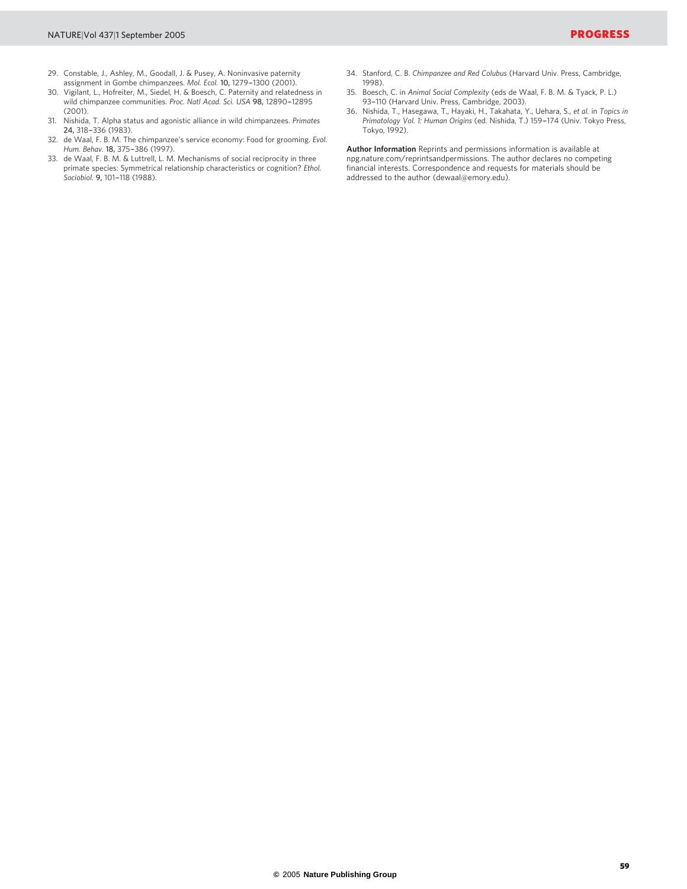29. Constable, J., Ashley, M., Goodall, J. & Pusey, A. Noninvasive paternity assignment in Gombe chimpanzees. *Mol. Ecol.* **10,** 1279–1300 (2001).
30. Vigilant, L., Hofreiter, M., Siedel, H. & Boesch, C. Paternity and relatedness in wild chimpanzee communities. *Proc. Natl Acad. Sci. USA* **98,** 12890–12895 (2001).
31. Nishida, T. Alpha status and agonistic alliance in wild chimpanzees. *Primates* **24,** 318–336 (1983).
32. de Waal, F. B. M. The chimpanzee's service economy: Food for grooming. *Evol. Hum. Behav.* **18,** 375–386 (1997).
33. de Waal, F. B. M. & Luttrell, L. M. Mechanisms of social reciprocity in three primate species: Symmetrical relationship characteristics or cognition? *Ethol. Sociobiol.* **9,** 101–118 (1988).
34. Stanford, C. B. *Chimpanzee and Red Colubus* (Harvard Univ. Press, Cambridge, 1998).
35. Boesch, C. in *Animal Social Complexity* (eds de Waal, F. B. M. & Tyack, P. L.) 93–110 (Harvard Univ. Press, Cambridge, 2003).
36. Nishida, T., Hasegawa, T., Hayaki, H., Takahata, Y., Uehara, S., *et al.* in *Topics in Primatology Vol. 1: Human Origins* (ed. Nishida, T.) 159–174 (Univ. Tokyo Press, Tokyo, 1992).

**Author Information** Reprints and permissions information is available at npg.nature.com/reprintsandpermissions. The author declares no competing financial interests. Correspondence and requests for materials should be addressed to the author (dewaal@emory.edu).